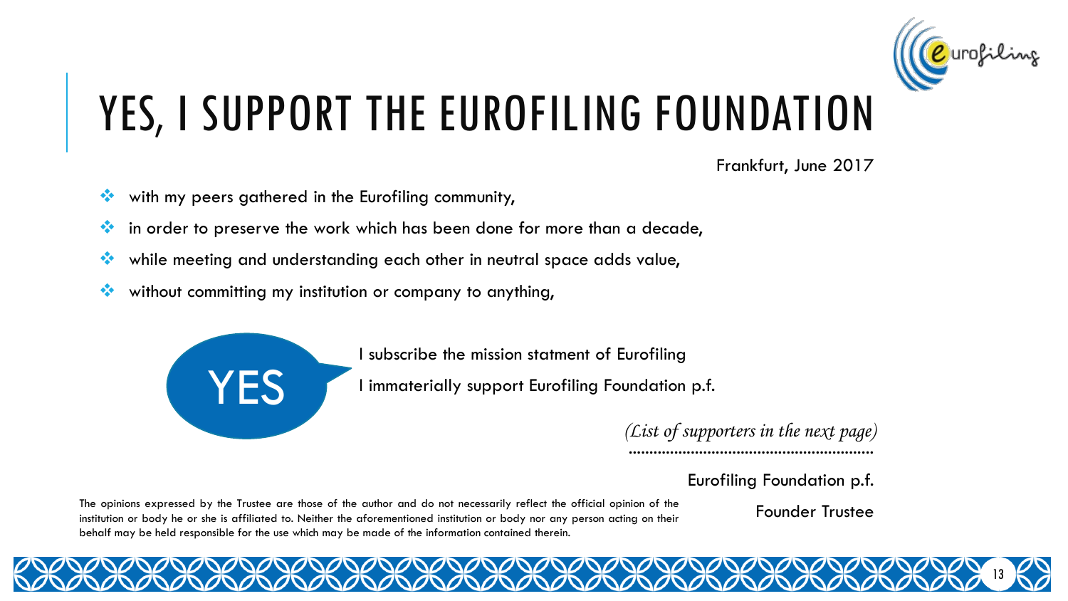# YES, I SUPPORT THE EUROFILING FOUNDATION

Frankfurt, June 2017

- with my peers gathered in the Eurofiling community,
- in order to preserve the work which has been done for more than a decade,
- while meeting and understanding each other in neutral space adds value,
- without committing my institution or company to anything,

YES

I subscribe the mission statment of Eurofiling

I immaterially support Eurofiling Foundation p.f.

*(List of supporters in the next page)*

..........................................................

Eurofiling Foundation p.f.

Founder Trustee

The opinions expressed by the Trustee are those of the author and do not necessarily reflect the official opinion of the institution or body he or she is affiliated to. Neither the aforementioned institution or body nor any person acting on their behalf may be held responsible for the use which may be made of the information contained therein.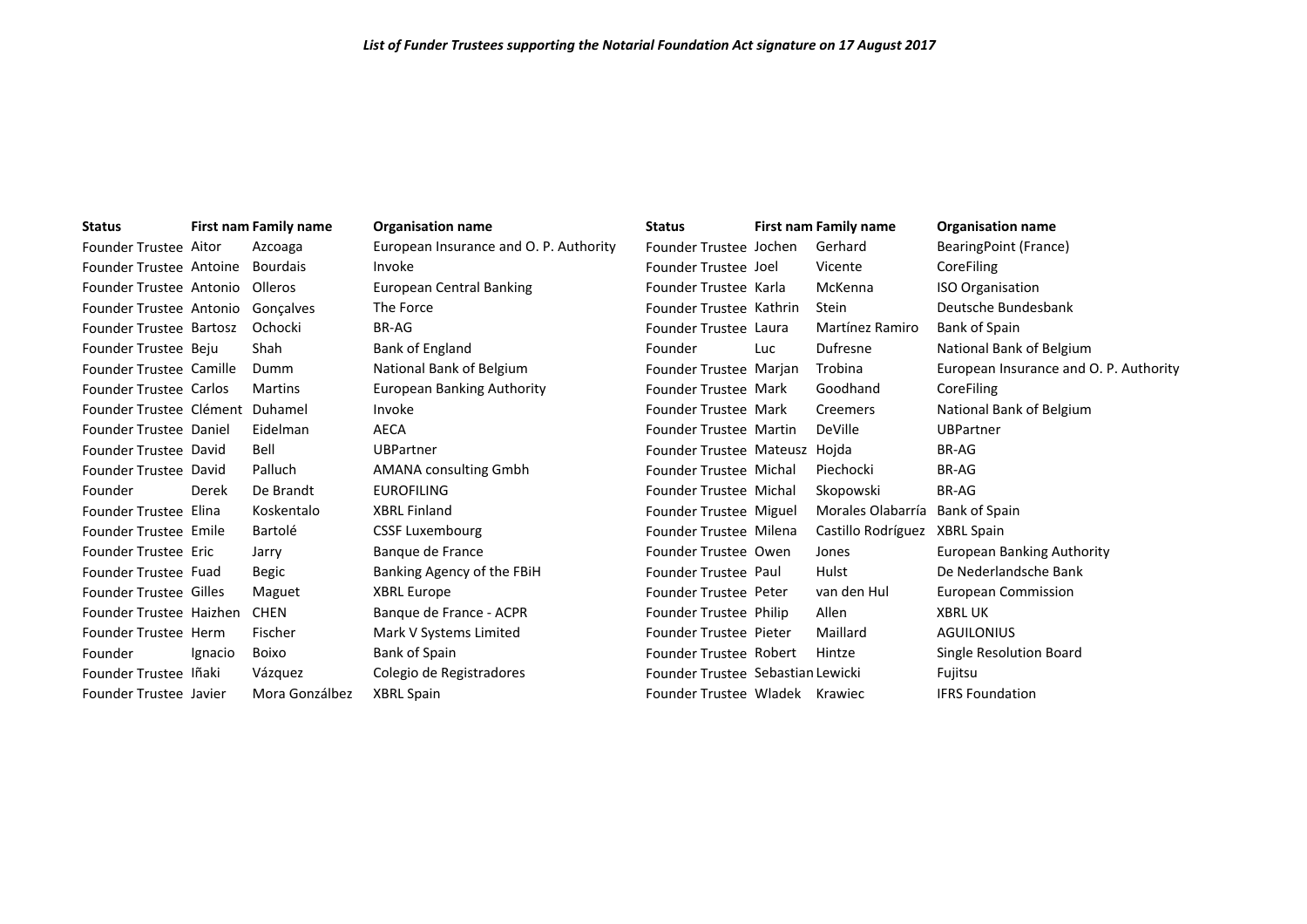*List of Funder Trustees supporting the Notarial Foundation Act signature on 17 August 2017*

| Status | First nam | Family name | Organisation name |
|---|---|---|---|
| Founder Trustee | Aitor | Azcoaga | European Insurance and O. P. Authority |
| Founder Trustee | Antoine | Bourdais | Invoke |
| Founder Trustee | Antonio | Olleros | European Central Banking |
| Founder Trustee | Antonio | Gonçalves | The Force |
| Founder Trustee | Bartosz | Ochocki | BR-AG |
| Founder Trustee | Beju | Shah | Bank of England |
| Founder Trustee | Camille | Dumm | National Bank of Belgium |
| Founder Trustee | Carlos | Martins | European Banking Authority |
| Founder Trustee | Clément | Duhamel | Invoke |
| Founder Trustee | Daniel | Eidelman | AECA |
| Founder Trustee | David | Bell | UBPartner |
| Founder Trustee | David | Palluch | AMANA consulting Gmbh |
| Founder | Derek | De Brandt | EUROFILING |
| Founder Trustee | Elina | Koskentalo | XBRL Finland |
| Founder Trustee | Emile | Bartolé | CSSF Luxembourg |
| Founder Trustee | Eric | Jarry | Banque de France |
| Founder Trustee | Fuad | Begic | Banking Agency of the FBiH |
| Founder Trustee | Gilles | Maguet | XBRL Europe |
| Founder Trustee | Haizhen | CHEN | Banque de France - ACPR |
| Founder Trustee | Herm | Fischer | Mark V Systems Limited |
| Founder | Ignacio | Boixo | Bank of Spain |
| Founder Trustee | Iñaki | Vázquez | Colegio de Registradores |
| Founder Trustee | Javier | Mora Gonzálbez | XBRL Spain |
| Founder Trustee | Jochen | Gerhard | BearingPoint (France) |
| Founder Trustee | Joel | Vicente | CoreFiling |
| Founder Trustee | Karla | McKenna | ISO Organisation |
| Founder Trustee | Kathrin | Stein | Deutsche Bundesbank |
| Founder Trustee | Laura | Martínez Ramiro | Bank of Spain |
| Founder | Luc | Dufresne | National Bank of Belgium |
| Founder Trustee | Marjan | Trobina | European Insurance and O. P. Authority |
| Founder Trustee | Mark | Goodhand | CoreFiling |
| Founder Trustee | Mark | Creemers | National Bank of Belgium |
| Founder Trustee | Martin | DeVille | UBPartner |
| Founder Trustee | Mateusz | Hojda | BR-AG |
| Founder Trustee | Michal | Piechocki | BR-AG |
| Founder Trustee | Michal | Skopowski | BR-AG |
| Founder Trustee | Miguel | Morales Olabarría | Bank of Spain |
| Founder Trustee | Milena | Castillo Rodríguez | XBRL Spain |
| Founder Trustee | Owen | Jones | European Banking Authority |
| Founder Trustee | Paul | Hulst | De Nederlandsche Bank |
| Founder Trustee | Peter | van den Hul | European Commission |
| Founder Trustee | Philip | Allen | XBRL UK |
| Founder Trustee | Pieter | Maillard | AGUILONIUS |
| Founder Trustee | Robert | Hintze | Single Resolution Board |
| Founder Trustee | Sebastian | Lewicki | Fujitsu |
| Founder Trustee | Wladek | Krawiec | IFRS Foundation |